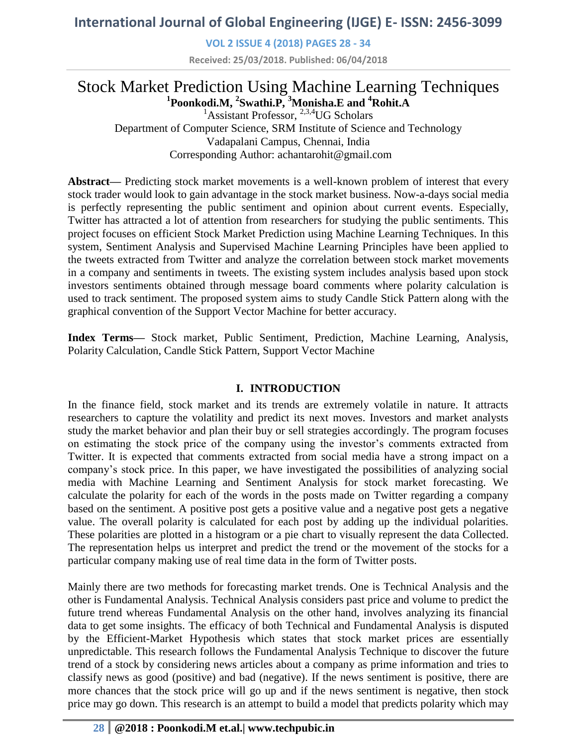# Stock Market Prediction Using Machine Learning Techniques

**[1]Poonkodi.M, [2]Swathi.P, [3]Monisha.E and [4]Rohit.A**

[1]Assistant Professor, [2,3,4]UG Scholars

Department of Computer Science, SRM Institute of Science and Technology

Vadapalani Campus, Chennai, India

Corresponding Author: achantarohit@gmail.com

**Abstract—** Predicting stock market movements is a well-known problem of interest that every stock trader would look to gain advantage in the stock market business. Now-a-days social media is perfectly representing the public sentiment and opinion about current events. Especially, Twitter has attracted a lot of attention from researchers for studying the public sentiments. This project focuses on efficient Stock Market Prediction using Machine Learning Techniques. In this system, Sentiment Analysis and Supervised Machine Learning Principles have been applied to the tweets extracted from Twitter and analyze the correlation between stock market movements in a company and sentiments in tweets. The existing system includes analysis based upon stock investors sentiments obtained through message board comments where polarity calculation is used to track sentiment. The proposed system aims to study Candle Stick Pattern along with the graphical convention of the Support Vector Machine for better accuracy.

**Index Terms—** Stock market, Public Sentiment, Prediction, Machine Learning, Analysis, Polarity Calculation, Candle Stick Pattern, Support Vector Machine

## I. INTRODUCTION

In the finance field, stock market and its trends are extremely volatile in nature. It attracts researchers to capture the volatility and predict its next moves. Investors and market analysts study the market behavior and plan their buy or sell strategies accordingly. The program focuses on estimating the stock price of the company using the investor's comments extracted from Twitter. It is expected that comments extracted from social media have a strong impact on a company's stock price. In this paper, we have investigated the possibilities of analyzing social media with Machine Learning and Sentiment Analysis for stock market forecasting. We calculate the polarity for each of the words in the posts made on Twitter regarding a company based on the sentiment. A positive post gets a positive value and a negative post gets a negative value. The overall polarity is calculated for each post by adding up the individual polarities. These polarities are plotted in a histogram or a pie chart to visually represent the data Collected. The representation helps us interpret and predict the trend or the movement of the stocks for a particular company making use of real time data in the form of Twitter posts.

Mainly there are two methods for forecasting market trends. One is Technical Analysis and the other is Fundamental Analysis. Technical Analysis considers past price and volume to predict the future trend whereas Fundamental Analysis on the other hand, involves analyzing its financial data to get some insights. The efficacy of both Technical and Fundamental Analysis is disputed by the Efficient-Market Hypothesis which states that stock market prices are essentially unpredictable. This research follows the Fundamental Analysis Technique to discover the future trend of a stock by considering news articles about a company as prime information and tries to classify news as good (positive) and bad (negative). If the news sentiment is positive, there are more chances that the stock price will go up and if the news sentiment is negative, then stock price may go down. This research is an attempt to build a model that predicts polarity which may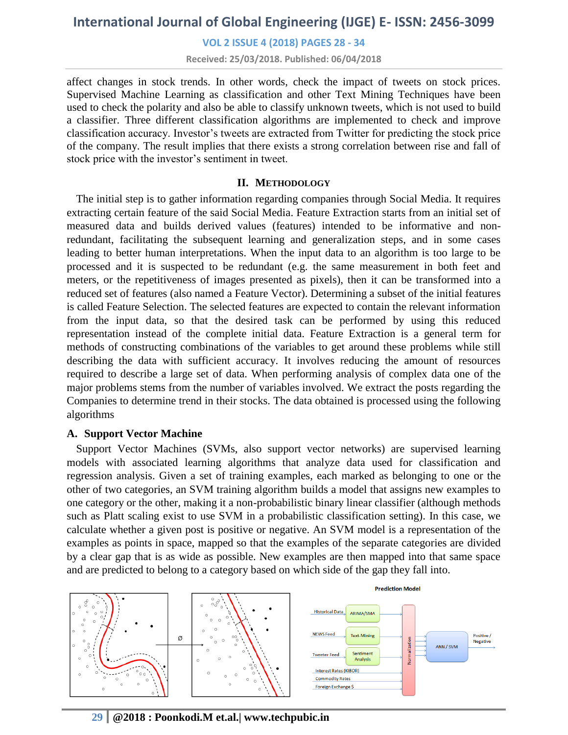affect changes in stock trends. In other words, check the impact of tweets on stock prices. Supervised Machine Learning as classification and other Text Mining Techniques have been used to check the polarity and also be able to classify unknown tweets, which is not used to build a classifier. Three different classification algorithms are implemented to check and improve classification accuracy. Investor's tweets are extracted from Twitter for predicting the stock price of the company. The result implies that there exists a strong correlation between rise and fall of stock price with the investor's sentiment in tweet.

## II. METHODOLOGY

The initial step is to gather information regarding companies through Social Media. It requires extracting certain feature of the said Social Media. Feature Extraction starts from an initial set of measured data and builds derived values (features) intended to be informative and non-redundant, facilitating the subsequent learning and generalization steps, and in some cases leading to better human interpretations. When the input data to an algorithm is too large to be processed and it is suspected to be redundant (e.g. the same measurement in both feet and meters, or the repetitiveness of images presented as pixels), then it can be transformed into a reduced set of features (also named a Feature Vector). Determining a subset of the initial features is called Feature Selection. The selected features are expected to contain the relevant information from the input data, so that the desired task can be performed by using this reduced representation instead of the complete initial data. Feature Extraction is a general term for methods of constructing combinations of the variables to get around these problems while still describing the data with sufficient accuracy. It involves reducing the amount of resources required to describe a large set of data. When performing analysis of complex data one of the major problems stems from the number of variables involved. We extract the posts regarding the Companies to determine trend in their stocks. The data obtained is processed using the following algorithms

### A. Support Vector Machine

Support Vector Machines (SVMs, also support vector networks) are supervised learning models with associated learning algorithms that analyze data used for classification and regression analysis. Given a set of training examples, each marked as belonging to one or the other of two categories, an SVM training algorithm builds a model that assigns new examples to one category or the other, making it a non-probabilistic binary linear classifier (although methods such as Platt scaling exist to use SVM in a probabilistic classification setting). In this case, we calculate whether a given post is positive or negative. An SVM model is a representation of the examples as points in space, mapped so that the examples of the separate categories are divided by a clear gap that is as wide as possible. New examples are then mapped into that same space and are predicted to belong to a category based on which side of the gap they fall into.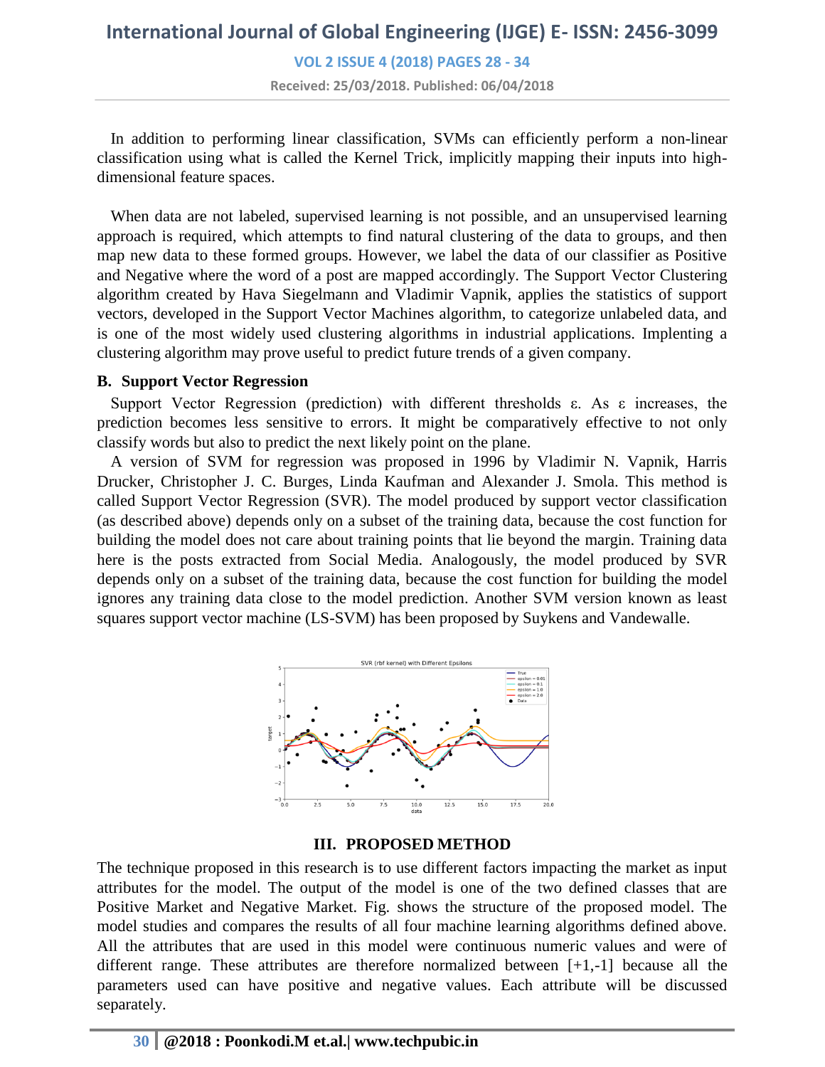In addition to performing linear classification, SVMs can efficiently perform a non-linear classification using what is called the Kernel Trick, implicitly mapping their inputs into high-dimensional feature spaces.

When data are not labeled, supervised learning is not possible, and an unsupervised learning approach is required, which attempts to find natural clustering of the data to groups, and then map new data to these formed groups. However, we label the data of our classifier as Positive and Negative where the word of a post are mapped accordingly. The Support Vector Clustering algorithm created by Hava Siegelmann and Vladimir Vapnik, applies the statistics of support vectors, developed in the Support Vector Machines algorithm, to categorize unlabeled data, and is one of the most widely used clustering algorithms in industrial applications. Implenting a clustering algorithm may prove useful to predict future trends of a given company.

### B. Support Vector Regression

Support Vector Regression (prediction) with different thresholds ε. As ε increases, the prediction becomes less sensitive to errors. It might be comparatively effective to not only classify words but also to predict the next likely point on the plane.

A version of SVM for regression was proposed in 1996 by Vladimir N. Vapnik, Harris Drucker, Christopher J. C. Burges, Linda Kaufman and Alexander J. Smola. This method is called Support Vector Regression (SVR). The model produced by support vector classification (as described above) depends only on a subset of the training data, because the cost function for building the model does not care about training points that lie beyond the margin. Training data here is the posts extracted from Social Media. Analogously, the model produced by SVR depends only on a subset of the training data, because the cost function for building the model ignores any training data close to the model prediction. Another SVM version known as least squares support vector machine (LS-SVM) has been proposed by Suykens and Vandewalle.

## III. PROPOSED METHOD

The technique proposed in this research is to use different factors impacting the market as input attributes for the model. The output of the model is one of the two defined classes that are Positive Market and Negative Market. Fig. shows the structure of the proposed model. The model studies and compares the results of all four machine learning algorithms defined above. All the attributes that are used in this model were continuous numeric values and were of different range. These attributes are therefore normalized between [+1,-1] because all the parameters used can have positive and negative values. Each attribute will be discussed separately.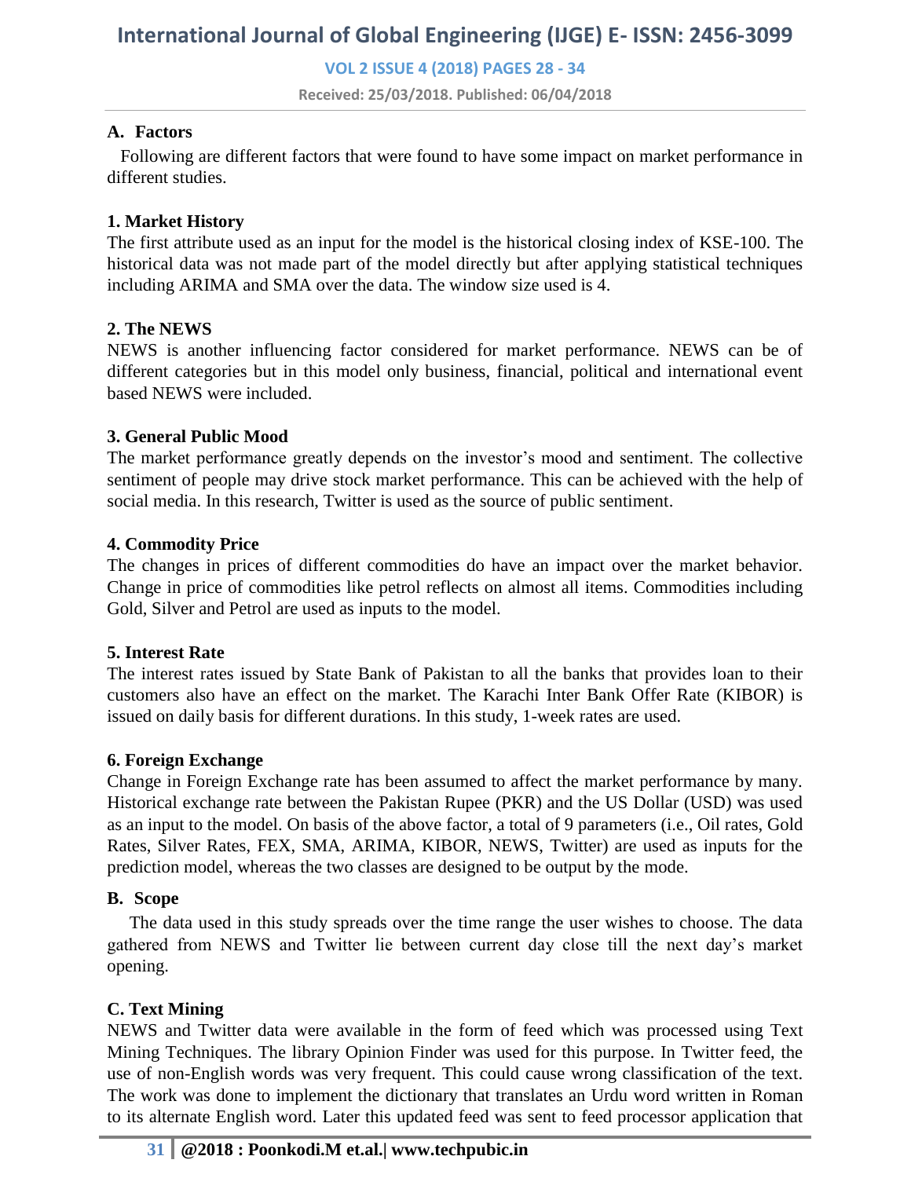### A. Factors

Following are different factors that were found to have some impact on market performance in different studies.

#### 1. Market History

The first attribute used as an input for the model is the historical closing index of KSE-100. The historical data was not made part of the model directly but after applying statistical techniques including ARIMA and SMA over the data. The window size used is 4.

#### 2. The NEWS

NEWS is another influencing factor considered for market performance. NEWS can be of different categories but in this model only business, financial, political and international event based NEWS were included.

#### 3. General Public Mood

The market performance greatly depends on the investor's mood and sentiment. The collective sentiment of people may drive stock market performance. This can be achieved with the help of social media. In this research, Twitter is used as the source of public sentiment.

#### 4. Commodity Price

The changes in prices of different commodities do have an impact over the market behavior. Change in price of commodities like petrol reflects on almost all items. Commodities including Gold, Silver and Petrol are used as inputs to the model.

#### 5. Interest Rate

The interest rates issued by State Bank of Pakistan to all the banks that provides loan to their customers also have an effect on the market. The Karachi Inter Bank Offer Rate (KIBOR) is issued on daily basis for different durations. In this study, 1-week rates are used.

#### 6. Foreign Exchange

Change in Foreign Exchange rate has been assumed to affect the market performance by many. Historical exchange rate between the Pakistan Rupee (PKR) and the US Dollar (USD) was used as an input to the model. On basis of the above factor, a total of 9 parameters (i.e., Oil rates, Gold Rates, Silver Rates, FEX, SMA, ARIMA, KIBOR, NEWS, Twitter) are used as inputs for the prediction model, whereas the two classes are designed to be output by the mode.

### B. Scope

The data used in this study spreads over the time range the user wishes to choose. The data gathered from NEWS and Twitter lie between current day close till the next day's market opening.

### C. Text Mining

NEWS and Twitter data were available in the form of feed which was processed using Text Mining Techniques. The library Opinion Finder was used for this purpose. In Twitter feed, the use of non-English words was very frequent. This could cause wrong classification of the text. The work was done to implement the dictionary that translates an Urdu word written in Roman to its alternate English word. Later this updated feed was sent to feed processor application that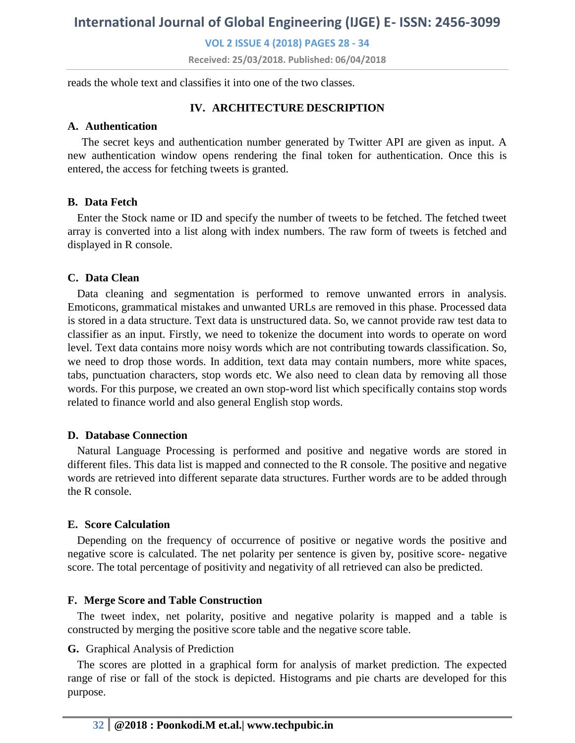reads the whole text and classifies it into one of the two classes.

## IV. ARCHITECTURE DESCRIPTION

### A. Authentication

The secret keys and authentication number generated by Twitter API are given as input. A new authentication window opens rendering the final token for authentication. Once this is entered, the access for fetching tweets is granted.

### B. Data Fetch

Enter the Stock name or ID and specify the number of tweets to be fetched. The fetched tweet array is converted into a list along with index numbers. The raw form of tweets is fetched and displayed in R console.

### C. Data Clean

Data cleaning and segmentation is performed to remove unwanted errors in analysis. Emoticons, grammatical mistakes and unwanted URLs are removed in this phase. Processed data is stored in a data structure. Text data is unstructured data. So, we cannot provide raw test data to classifier as an input. Firstly, we need to tokenize the document into words to operate on word level. Text data contains more noisy words which are not contributing towards classification. So, we need to drop those words. In addition, text data may contain numbers, more white spaces, tabs, punctuation characters, stop words etc. We also need to clean data by removing all those words. For this purpose, we created an own stop-word list which specifically contains stop words related to finance world and also general English stop words.

### D. Database Connection

Natural Language Processing is performed and positive and negative words are stored in different files. This data list is mapped and connected to the R console. The positive and negative words are retrieved into different separate data structures. Further words are to be added through the R console.

### E. Score Calculation

Depending on the frequency of occurrence of positive or negative words the positive and negative score is calculated. The net polarity per sentence is given by, positive score- negative score. The total percentage of positivity and negativity of all retrieved can also be predicted.

### F. Merge Score and Table Construction

The tweet index, net polarity, positive and negative polarity is mapped and a table is constructed by merging the positive score table and the negative score table.

### G. Graphical Analysis of Prediction

The scores are plotted in a graphical form for analysis of market prediction. The expected range of rise or fall of the stock is depicted. Histograms and pie charts are developed for this purpose.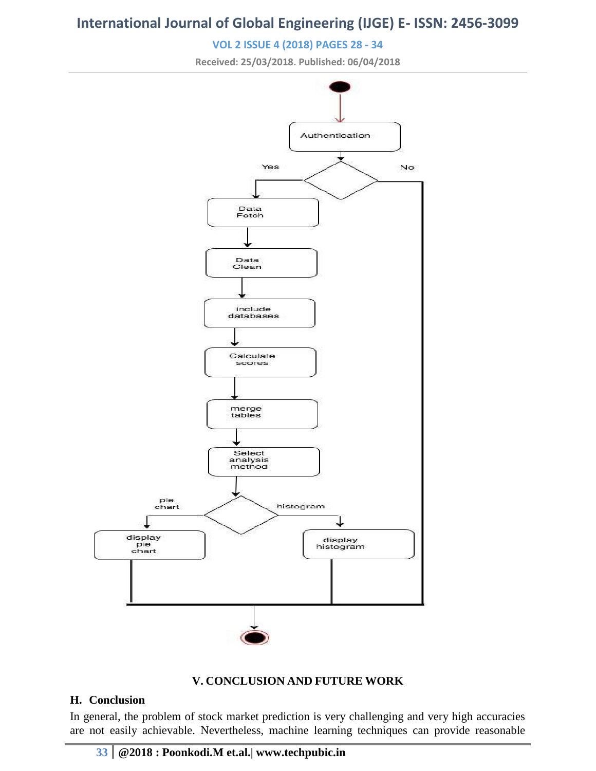Authentication

Yes / No

Data Fetch

Data Clean

include databases

Calculate scores

merge tables

Select analysis method

pie chart / histogram

display pie chart

display histogram

## V. CONCLUSION AND FUTURE WORK

### H. Conclusion

In general, the problem of stock market prediction is very challenging and very high accuracies are not easily achievable. Nevertheless, machine learning techniques can provide reasonable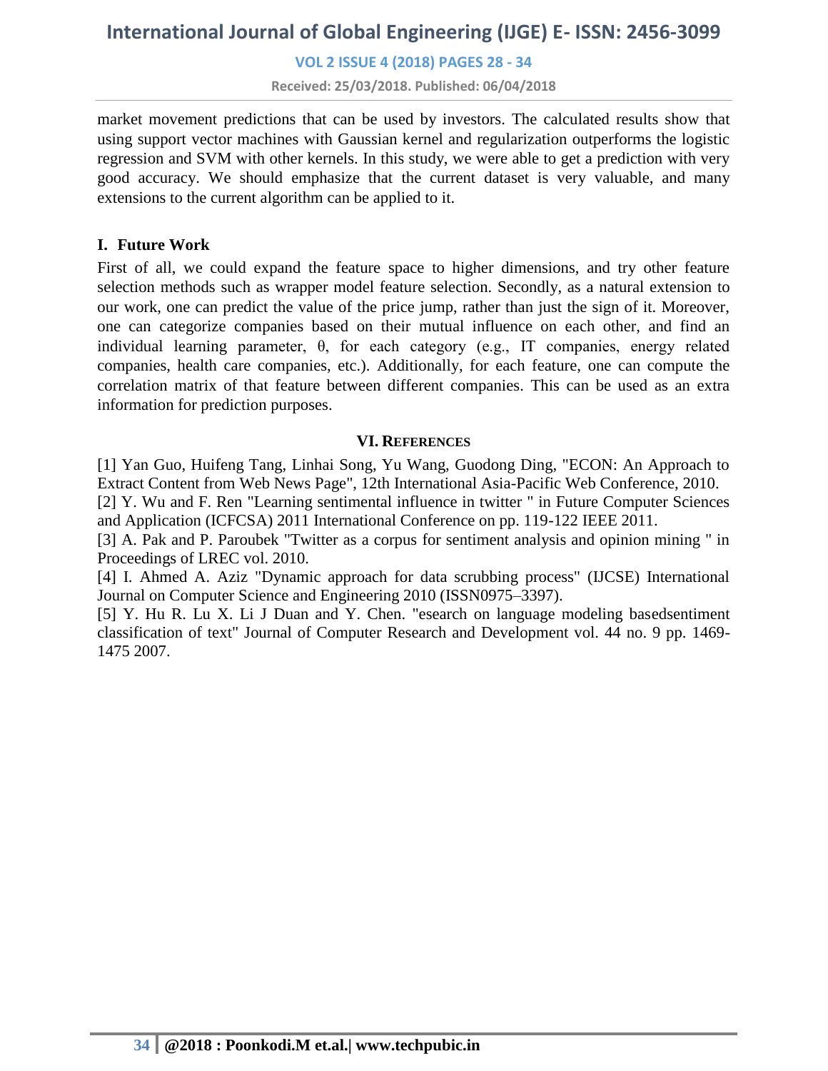market movement predictions that can be used by investors. The calculated results show that using support vector machines with Gaussian kernel and regularization outperforms the logistic regression and SVM with other kernels. In this study, we were able to get a prediction with very good accuracy. We should emphasize that the current dataset is very valuable, and many extensions to the current algorithm can be applied to it.

## I. Future Work

First of all, we could expand the feature space to higher dimensions, and try other feature selection methods such as wrapper model feature selection. Secondly, as a natural extension to our work, one can predict the value of the price jump, rather than just the sign of it. Moreover, one can categorize companies based on their mutual influence on each other, and find an individual learning parameter, $\theta$, for each category (e.g., IT companies, energy related companies, health care companies, etc.). Additionally, for each feature, one can compute the correlation matrix of that feature between different companies. This can be used as an extra information for prediction purposes.

## VI. References

[1] Yan Guo, Huifeng Tang, Linhai Song, Yu Wang, Guodong Ding, "ECON: An Approach to Extract Content from Web News Page", 12th International Asia-Pacific Web Conference, 2010.

[2] Y. Wu and F. Ren "Learning sentimental influence in twitter " in Future Computer Sciences and Application (ICFCSA) 2011 International Conference on pp. 119-122 IEEE 2011.

[3] A. Pak and P. Paroubek "Twitter as a corpus for sentiment analysis and opinion mining " in Proceedings of LREC vol. 2010.

[4] I. Ahmed A. Aziz "Dynamic approach for data scrubbing process" (IJCSE) International Journal on Computer Science and Engineering 2010 (ISSN0975–3397).

[5] Y. Hu R. Lu X. Li J Duan and Y. Chen. "esearch on language modeling basedsentiment classification of text" Journal of Computer Research and Development vol. 44 no. 9 pp. 1469-1475 2007.